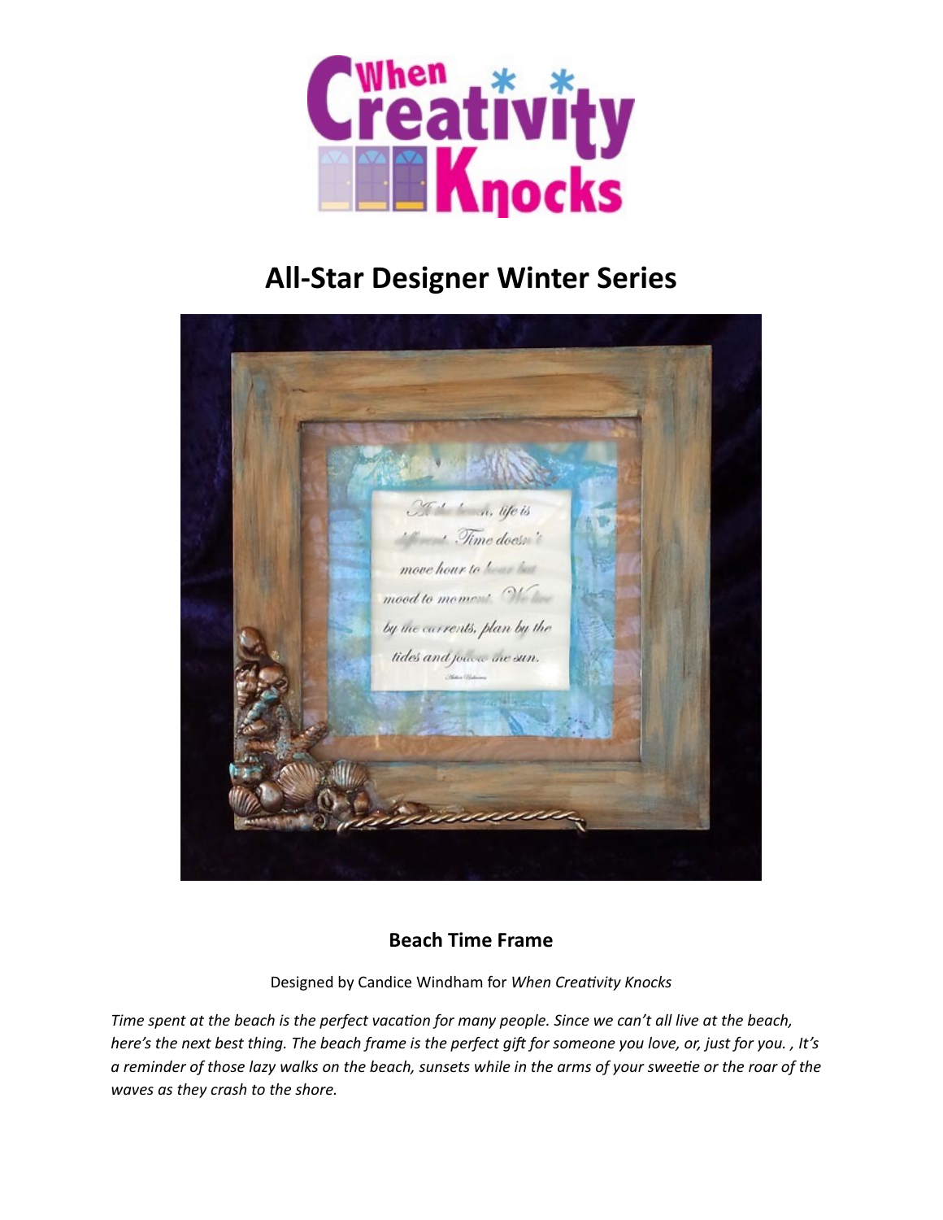# All-Star Designer Winter Series

## Beach Time Frame

Designed by Candice Windham for *When Creativity Knocks*

*Time spent at the beach is the perfect vacation for many people. Since we can't all live at the beach, here's the next best thing. The beach frame is the perfect gift for someone you love, or, just for you. , It's a reminder of those lazy walks on the beach, sunsets while in the arms of your sweetie or the roar of the waves as they crash to the shore.*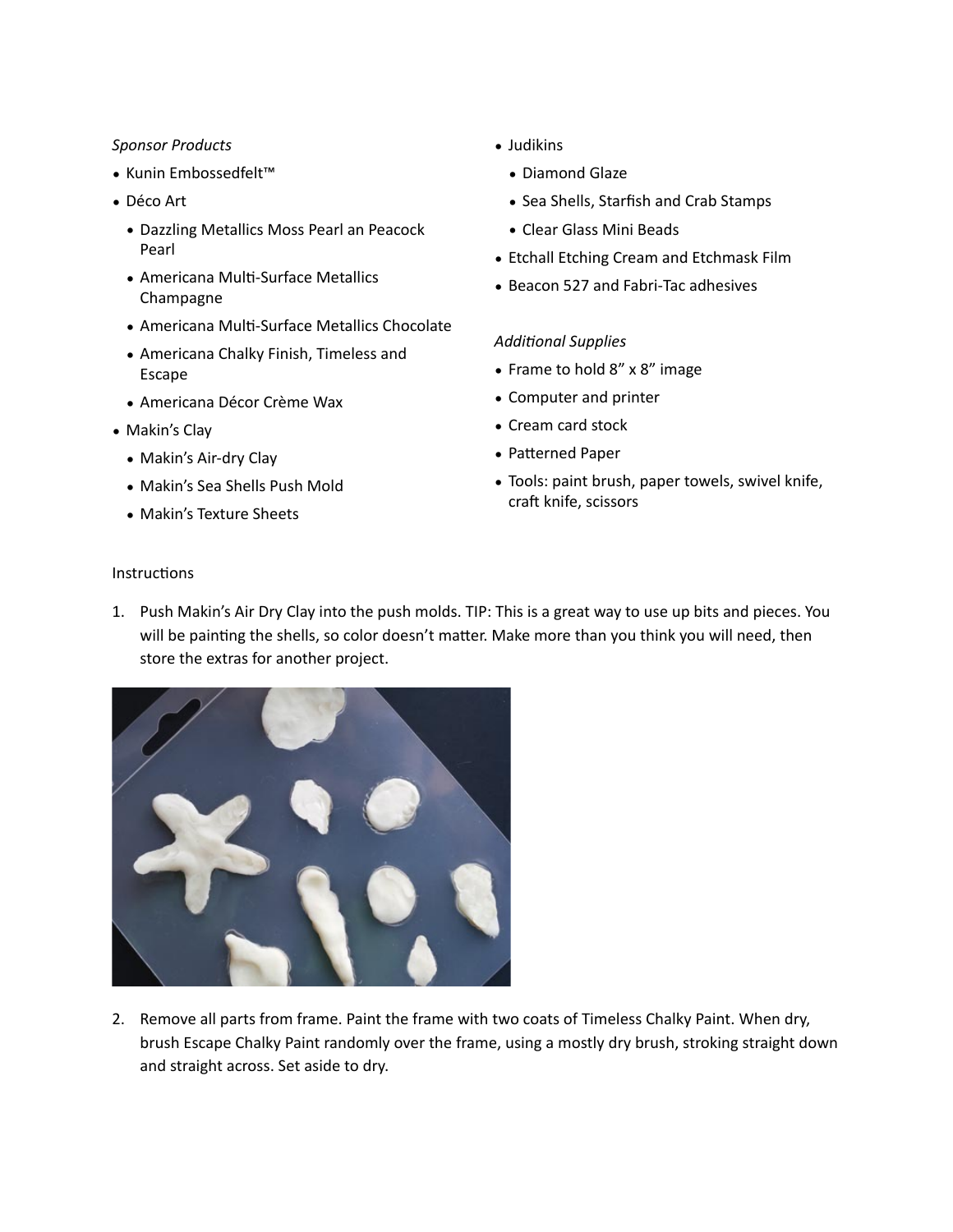*Sponsor Products*

- Kunin Embossedfelt™
- Déco Art
  - Dazzling Metallics Moss Pearl an Peacock Pearl
  - Americana Multi-Surface Metallics Champagne
  - Americana Multi-Surface Metallics Chocolate
  - Americana Chalky Finish, Timeless and Escape
  - Americana Décor Crème Wax
- Makin's Clay
  - Makin's Air-dry Clay
  - Makin's Sea Shells Push Mold
  - Makin's Texture Sheets
- Judikins
  - Diamond Glaze
  - Sea Shells, Starfish and Crab Stamps
  - Clear Glass Mini Beads
- Etchall Etching Cream and Etchmask Film
- Beacon 527 and Fabri-Tac adhesives

*Additional Supplies*

- Frame to hold 8" x 8" image
- Computer and printer
- Cream card stock
- Patterned Paper
- Tools: paint brush, paper towels, swivel knife, craft knife, scissors

Instructions

1. Push Makin's Air Dry Clay into the push molds. TIP: This is a great way to use up bits and pieces. You will be painting the shells, so color doesn't matter. Make more than you think you will need, then store the extras for another project.

2. Remove all parts from frame. Paint the frame with two coats of Timeless Chalky Paint. When dry, brush Escape Chalky Paint randomly over the frame, using a mostly dry brush, stroking straight down and straight across. Set aside to dry.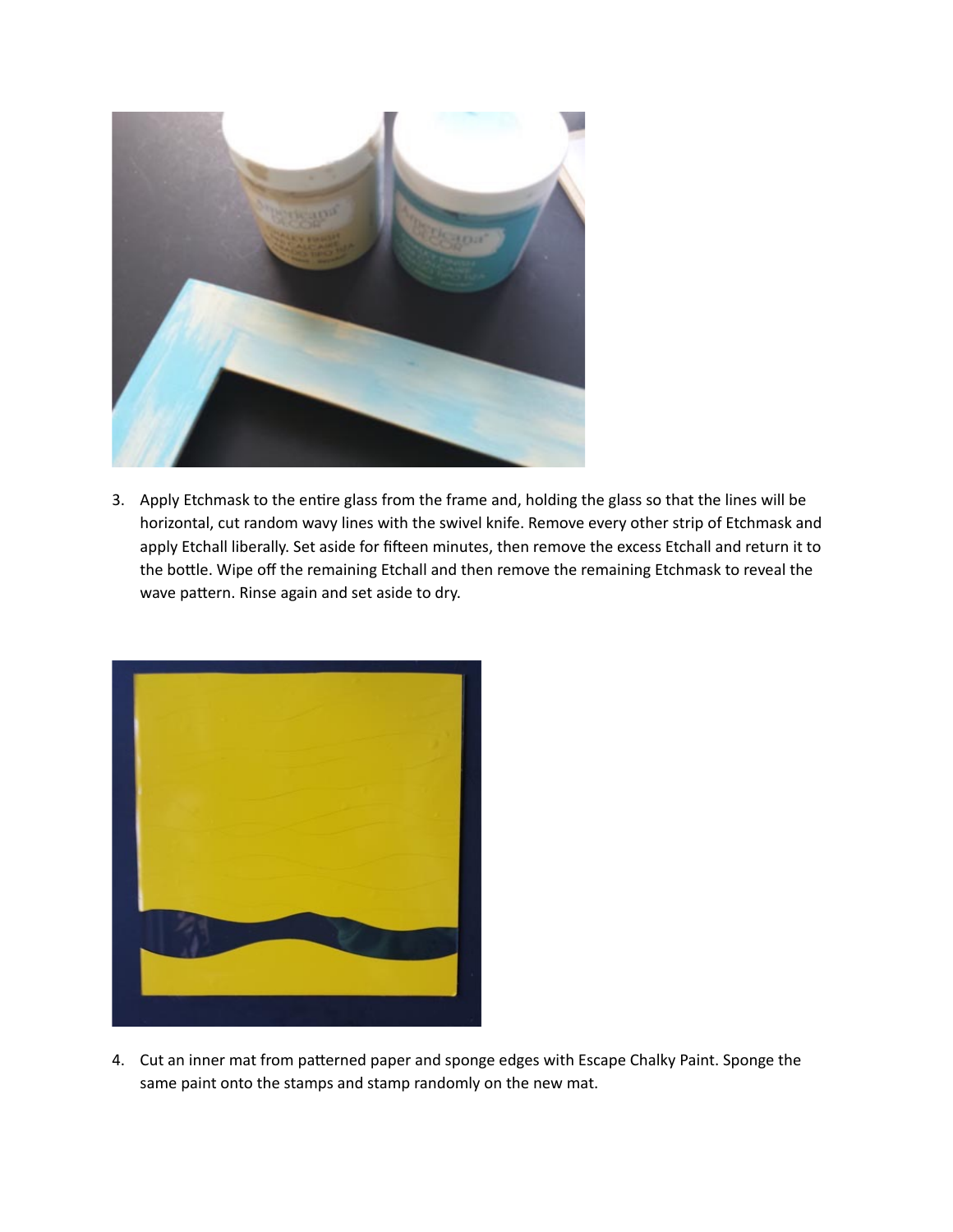3. Apply Etchmask to the entire glass from the frame and, holding the glass so that the lines will be horizontal, cut random wavy lines with the swivel knife. Remove every other strip of Etchmask and apply Etchall liberally. Set aside for fifteen minutes, then remove the excess Etchall and return it to the bottle. Wipe off the remaining Etchall and then remove the remaining Etchmask to reveal the wave pattern. Rinse again and set aside to dry.

4. Cut an inner mat from patterned paper and sponge edges with Escape Chalky Paint. Sponge the same paint onto the stamps and stamp randomly on the new mat.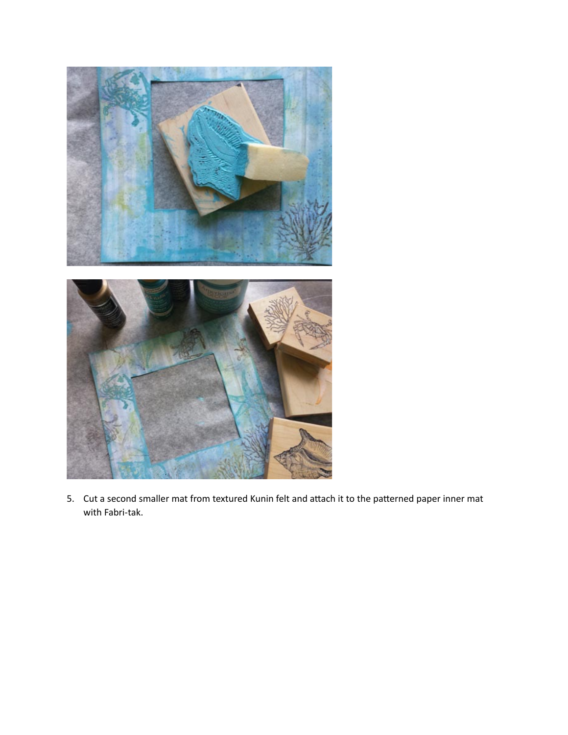5. Cut a second smaller mat from textured Kunin felt and attach it to the patterned paper inner mat with Fabri-tak.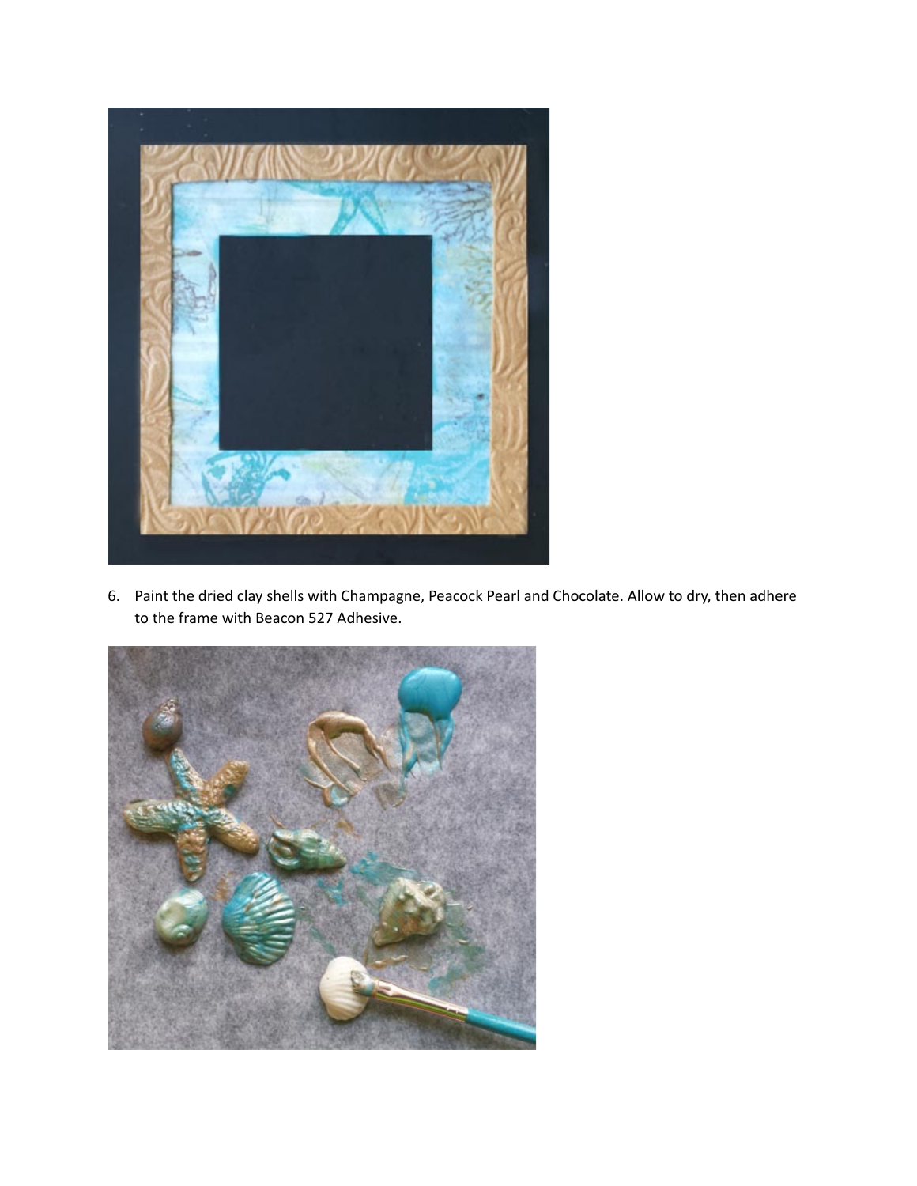6. Paint the dried clay shells with Champagne, Peacock Pearl and Chocolate. Allow to dry, then adhere to the frame with Beacon 527 Adhesive.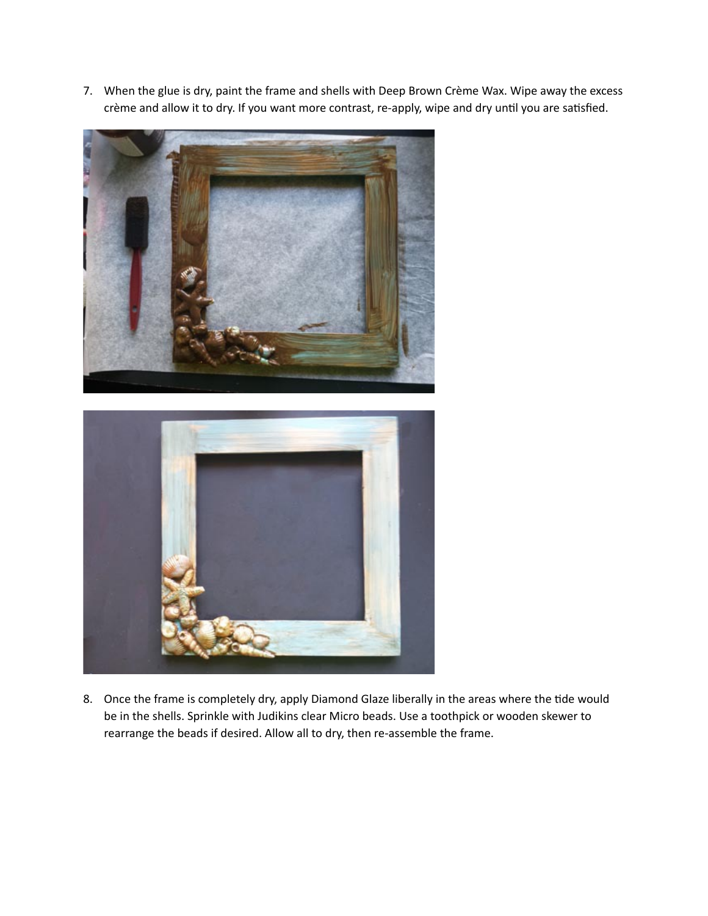7. When the glue is dry, paint the frame and shells with Deep Brown Crème Wax. Wipe away the excess crème and allow it to dry. If you want more contrast, re-apply, wipe and dry until you are satisfied.

8. Once the frame is completely dry, apply Diamond Glaze liberally in the areas where the tide would be in the shells. Sprinkle with Judikins clear Micro beads. Use a toothpick or wooden skewer to rearrange the beads if desired. Allow all to dry, then re-assemble the frame.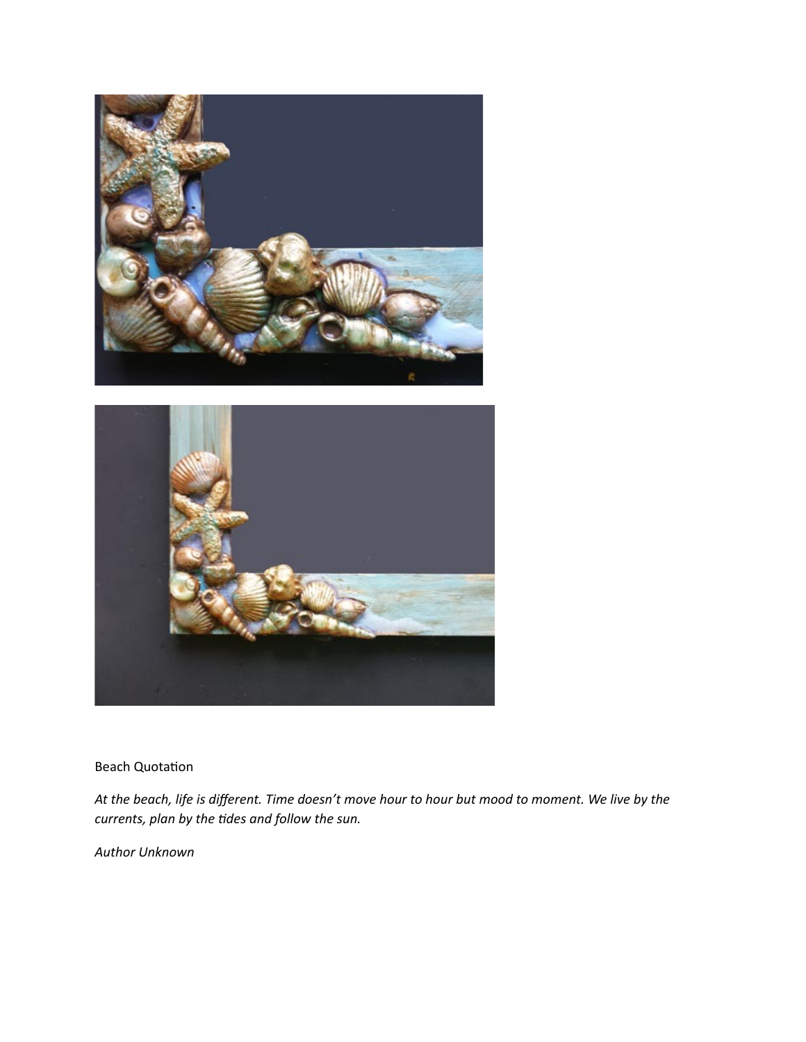Beach Quotation

*At the beach, life is different. Time doesn't move hour to hour but mood to moment. We live by the currents, plan by the tides and follow the sun.*

*Author Unknown*